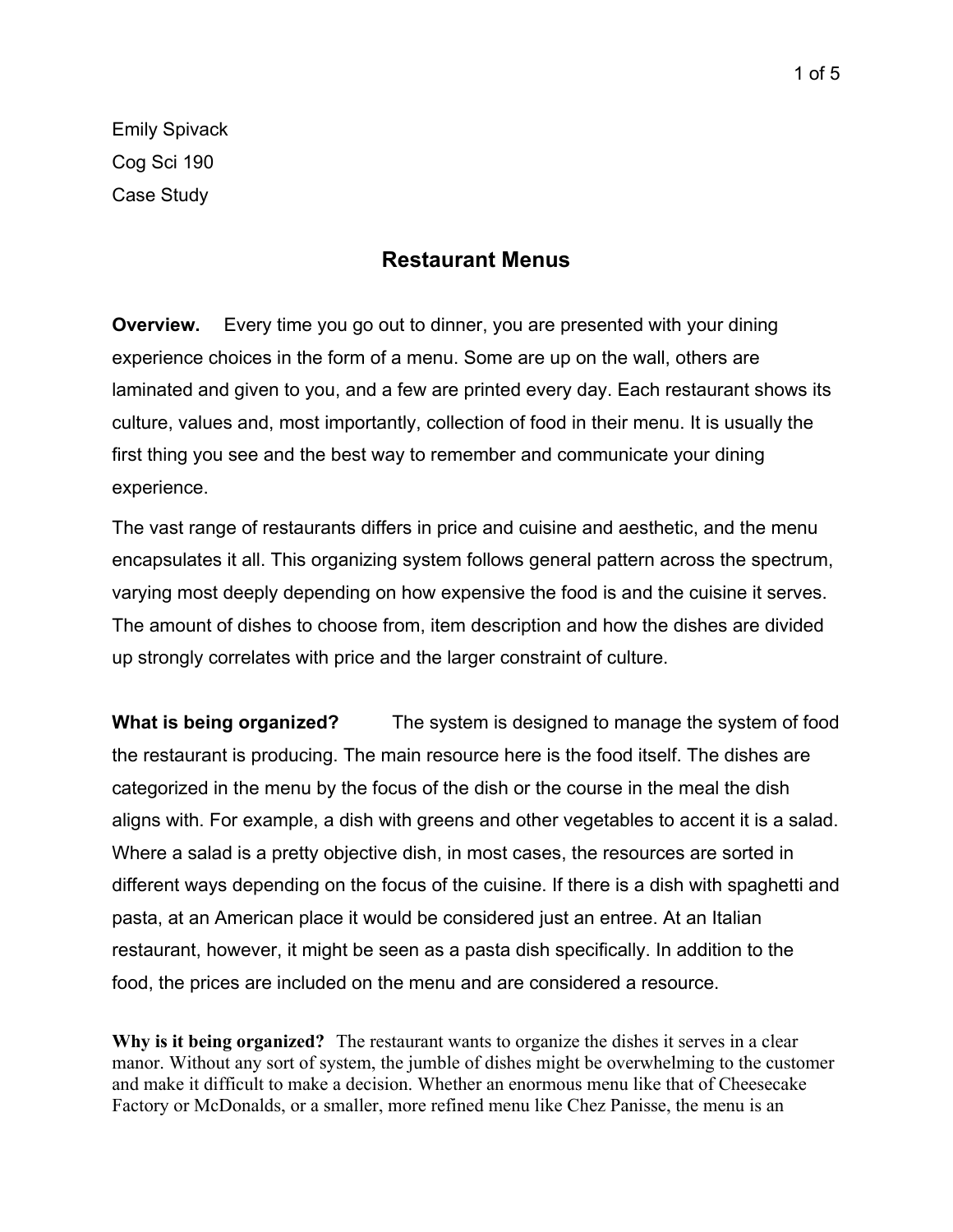Emily Spivack
Cog Sci 190
Case Study

# Restaurant Menus

**Overview.** Every time you go out to dinner, you are presented with your dining experience choices in the form of a menu. Some are up on the wall, others are laminated and given to you, and a few are printed every day. Each restaurant shows its culture, values and, most importantly, collection of food in their menu. It is usually the first thing you see and the best way to remember and communicate your dining experience.

The vast range of restaurants differs in price and cuisine and aesthetic, and the menu encapsulates it all. This organizing system follows general pattern across the spectrum, varying most deeply depending on how expensive the food is and the cuisine it serves. The amount of dishes to choose from, item description and how the dishes are divided up strongly correlates with price and the larger constraint of culture.

**What is being organized?** The system is designed to manage the system of food the restaurant is producing. The main resource here is the food itself. The dishes are categorized in the menu by the focus of the dish or the course in the meal the dish aligns with. For example, a dish with greens and other vegetables to accent it is a salad. Where a salad is a pretty objective dish, in most cases, the resources are sorted in different ways depending on the focus of the cuisine. If there is a dish with spaghetti and pasta, at an American place it would be considered just an entree. At an Italian restaurant, however, it might be seen as a pasta dish specifically. In addition to the food, the prices are included on the menu and are considered a resource.

**Why is it being organized?** The restaurant wants to organize the dishes it serves in a clear manor. Without any sort of system, the jumble of dishes might be overwhelming to the customer and make it difficult to make a decision. Whether an enormous menu like that of Cheesecake Factory or McDonalds, or a smaller, more refined menu like Chez Panisse, the menu is an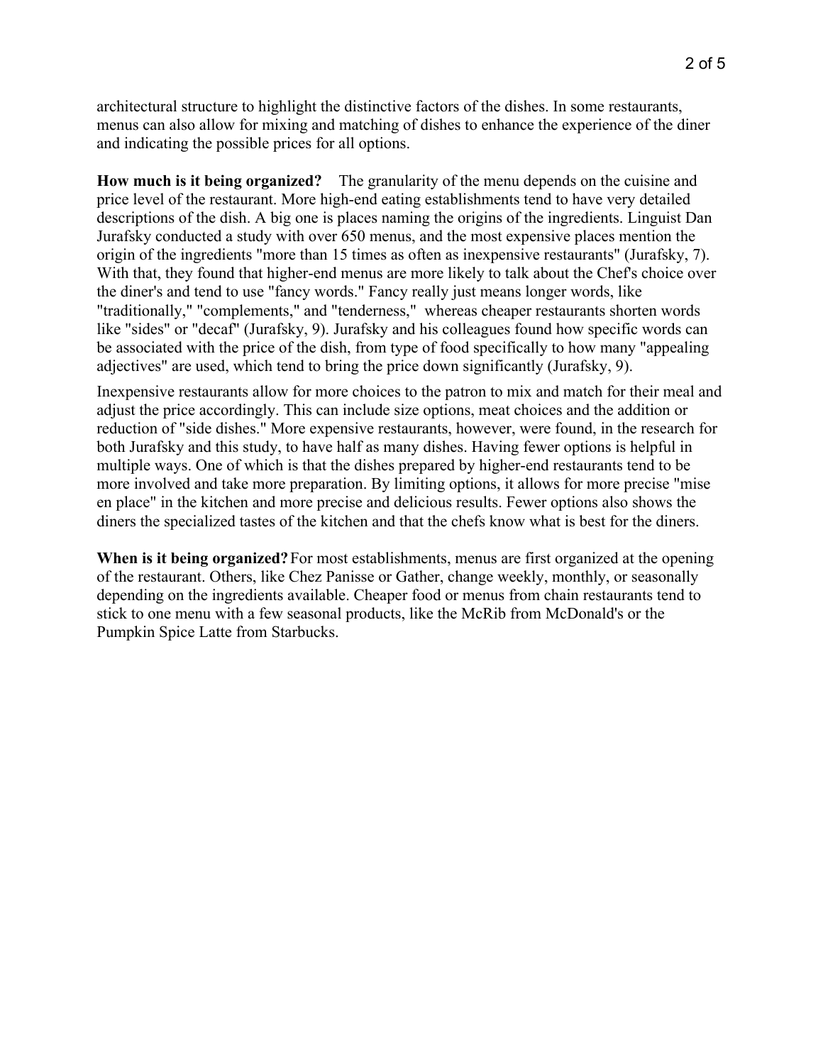architectural structure to highlight the distinctive factors of the dishes. In some restaurants, menus can also allow for mixing and matching of dishes to enhance the experience of the diner and indicating the possible prices for all options.

**How much is it being organized?** The granularity of the menu depends on the cuisine and price level of the restaurant. More high-end eating establishments tend to have very detailed descriptions of the dish. A big one is places naming the origins of the ingredients. Linguist Dan Jurafsky conducted a study with over 650 menus, and the most expensive places mention the origin of the ingredients "more than 15 times as often as inexpensive restaurants" (Jurafsky, 7). With that, they found that higher-end menus are more likely to talk about the Chef's choice over the diner's and tend to use "fancy words." Fancy really just means longer words, like "traditionally," "complements," and "tenderness," whereas cheaper restaurants shorten words like "sides" or "decaf" (Jurafsky, 9). Jurafsky and his colleagues found how specific words can be associated with the price of the dish, from type of food specifically to how many "appealing adjectives" are used, which tend to bring the price down significantly (Jurafsky, 9).

Inexpensive restaurants allow for more choices to the patron to mix and match for their meal and adjust the price accordingly. This can include size options, meat choices and the addition or reduction of "side dishes." More expensive restaurants, however, were found, in the research for both Jurafsky and this study, to have half as many dishes. Having fewer options is helpful in multiple ways. One of which is that the dishes prepared by higher-end restaurants tend to be more involved and take more preparation. By limiting options, it allows for more precise "mise en place" in the kitchen and more precise and delicious results. Fewer options also shows the diners the specialized tastes of the kitchen and that the chefs know what is best for the diners.

**When is it being organized?** For most establishments, menus are first organized at the opening of the restaurant. Others, like Chez Panisse or Gather, change weekly, monthly, or seasonally depending on the ingredients available. Cheaper food or menus from chain restaurants tend to stick to one menu with a few seasonal products, like the McRib from McDonald's or the Pumpkin Spice Latte from Starbucks.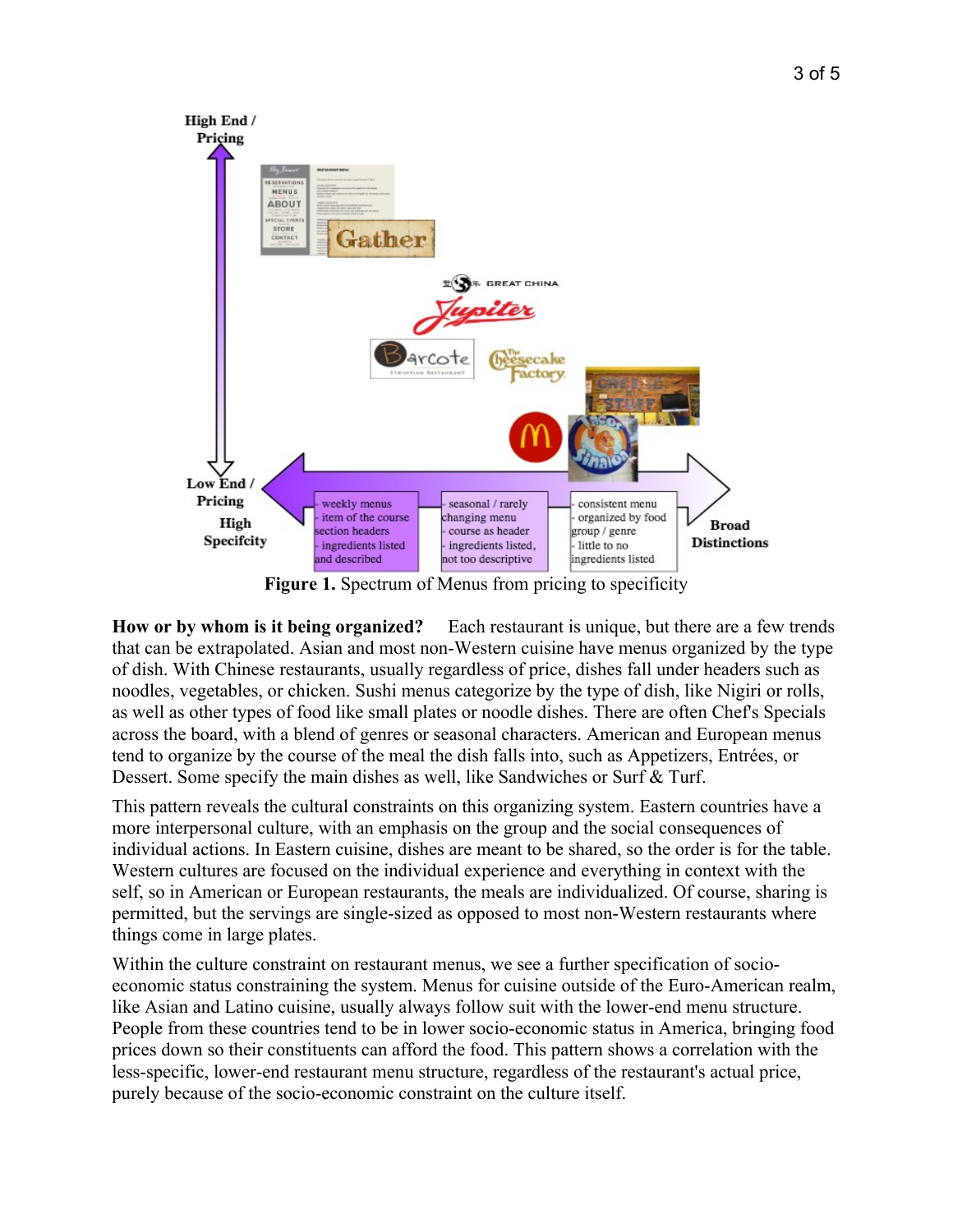**Figure 1.** Spectrum of Menus from pricing to specificity

**How or by whom is it being organized?** Each restaurant is unique, but there are a few trends that can be extrapolated. Asian and most non-Western cuisine have menus organized by the type of dish. With Chinese restaurants, usually regardless of price, dishes fall under headers such as noodles, vegetables, or chicken. Sushi menus categorize by the type of dish, like Nigiri or rolls, as well as other types of food like small plates or noodle dishes. There are often Chef's Specials across the board, with a blend of genres or seasonal characters. American and European menus tend to organize by the course of the meal the dish falls into, such as Appetizers, Entrées, or Dessert. Some specify the main dishes as well, like Sandwiches or Surf & Turf.

This pattern reveals the cultural constraints on this organizing system. Eastern countries have a more interpersonal culture, with an emphasis on the group and the social consequences of individual actions. In Eastern cuisine, dishes are meant to be shared, so the order is for the table. Western cultures are focused on the individual experience and everything in context with the self, so in American or European restaurants, the meals are individualized. Of course, sharing is permitted, but the servings are single-sized as opposed to most non-Western restaurants where things come in large plates.

Within the culture constraint on restaurant menus, we see a further specification of socio-economic status constraining the system. Menus for cuisine outside of the Euro-American realm, like Asian and Latino cuisine, usually always follow suit with the lower-end menu structure. People from these countries tend to be in lower socio-economic status in America, bringing food prices down so their constituents can afford the food. This pattern shows a correlation with the less-specific, lower-end restaurant menu structure, regardless of the restaurant's actual price, purely because of the socio-economic constraint on the culture itself.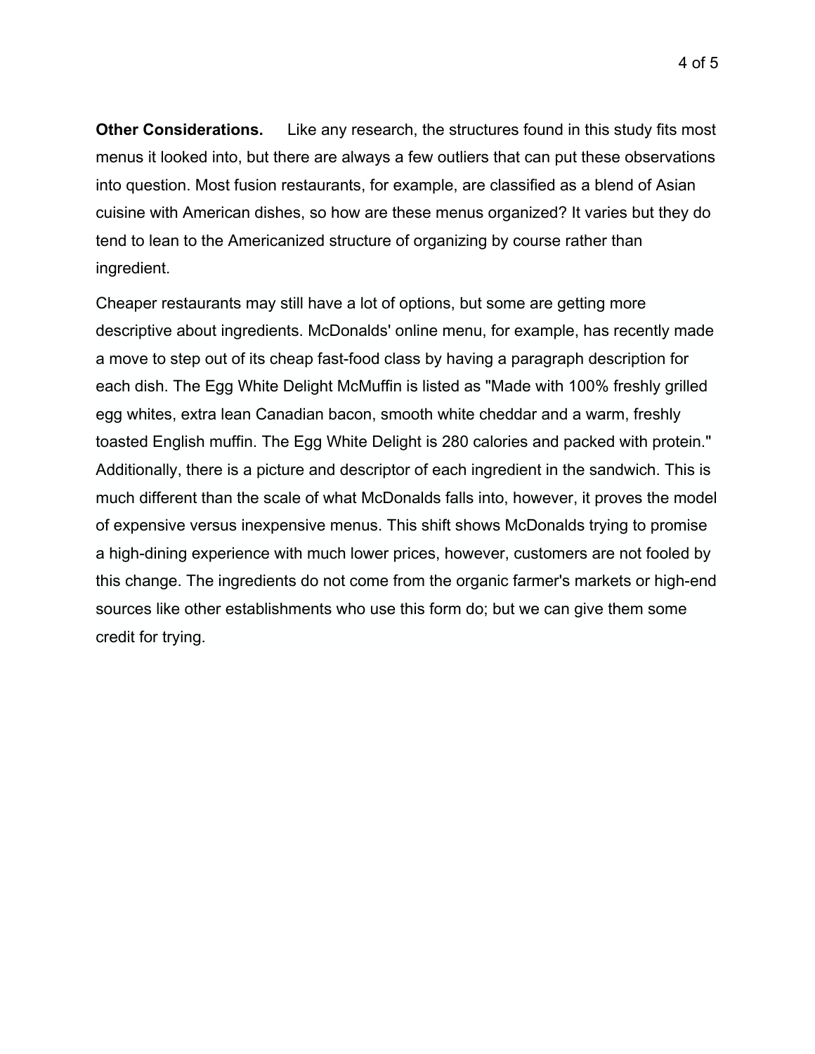**Other Considerations.** Like any research, the structures found in this study fits most menus it looked into, but there are always a few outliers that can put these observations into question. Most fusion restaurants, for example, are classified as a blend of Asian cuisine with American dishes, so how are these menus organized? It varies but they do tend to lean to the Americanized structure of organizing by course rather than ingredient.

Cheaper restaurants may still have a lot of options, but some are getting more descriptive about ingredients. McDonalds' online menu, for example, has recently made a move to step out of its cheap fast-food class by having a paragraph description for each dish. The Egg White Delight McMuffin is listed as "Made with 100% freshly grilled egg whites, extra lean Canadian bacon, smooth white cheddar and a warm, freshly toasted English muffin. The Egg White Delight is 280 calories and packed with protein." Additionally, there is a picture and descriptor of each ingredient in the sandwich. This is much different than the scale of what McDonalds falls into, however, it proves the model of expensive versus inexpensive menus. This shift shows McDonalds trying to promise a high-dining experience with much lower prices, however, customers are not fooled by this change. The ingredients do not come from the organic farmer's markets or high-end sources like other establishments who use this form do; but we can give them some credit for trying.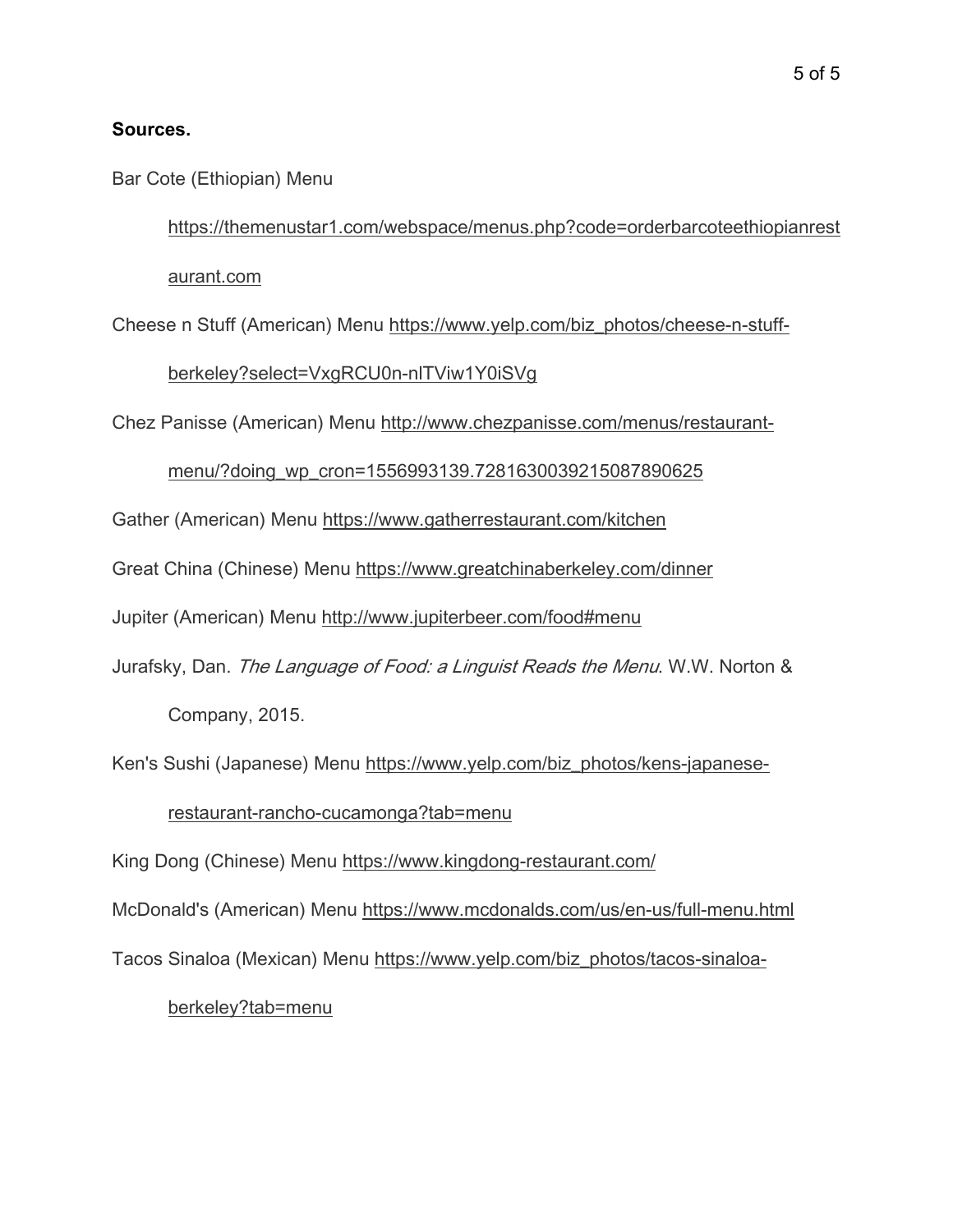**Sources.**

Bar Cote (Ethiopian) Menu https://themenustar1.com/webspace/menus.php?code=orderbarcoteethiopianrestaurant.com

Cheese n Stuff (American) Menu https://www.yelp.com/biz_photos/cheese-n-stuff-berkeley?select=VxgRCU0n-nlTViw1Y0iSVg

Chez Panisse (American) Menu http://www.chezpanisse.com/menus/restaurant-menu/?doing_wp_cron=1556993139.7281630039215087890625

Gather (American) Menu https://www.gatherrestaurant.com/kitchen

Great China (Chinese) Menu https://www.greatchinaberkeley.com/dinner

Jupiter (American) Menu http://www.jupiterbeer.com/food#menu

Jurafsky, Dan. *The Language of Food: a Linguist Reads the Menu*. W.W. Norton & Company, 2015.

Ken's Sushi (Japanese) Menu https://www.yelp.com/biz_photos/kens-japanese-restaurant-rancho-cucamonga?tab=menu

King Dong (Chinese) Menu https://www.kingdong-restaurant.com/

McDonald's (American) Menu https://www.mcdonalds.com/us/en-us/full-menu.html

Tacos Sinaloa (Mexican) Menu https://www.yelp.com/biz_photos/tacos-sinaloa-berkeley?tab=menu